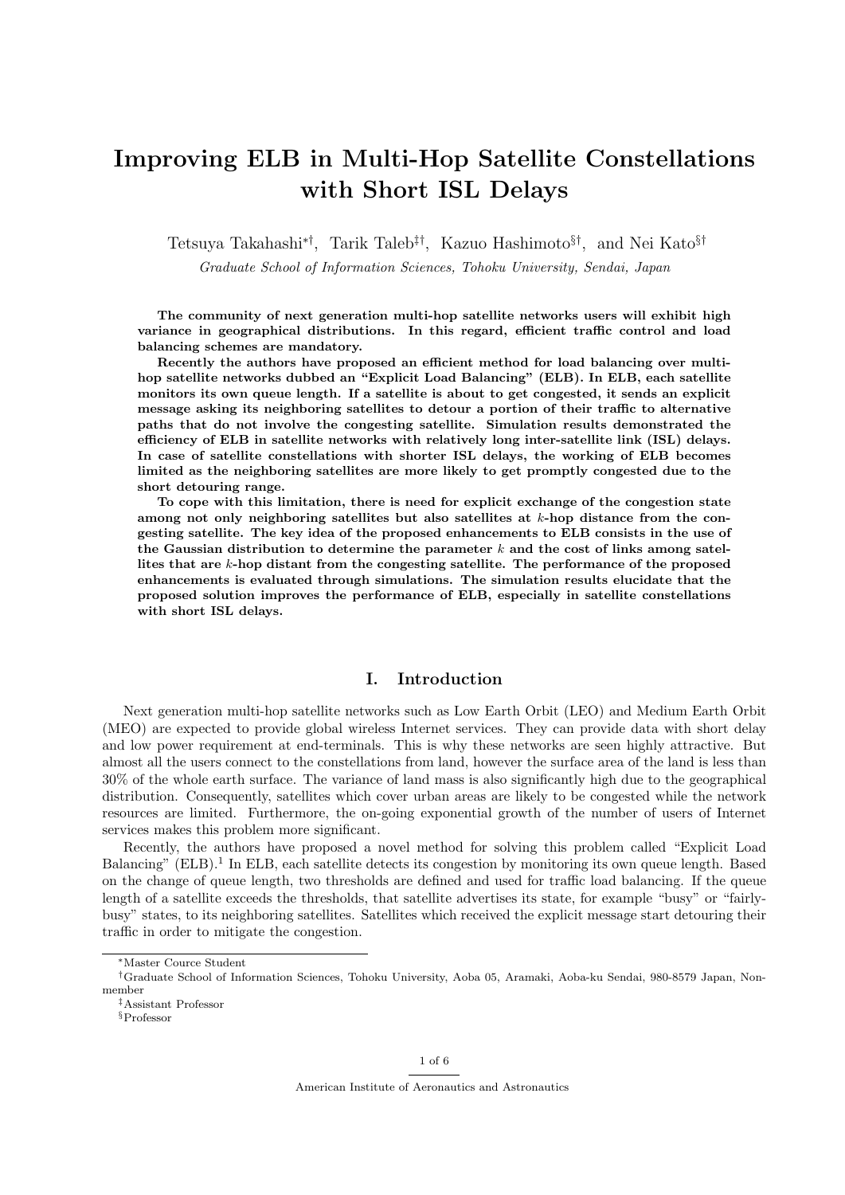# Improving ELB in Multi-Hop Satellite Constellations with Short ISL Delays

Tetsuya Takahashi[*†], Tarik Taleb[‡†], Kazuo Hashimoto[§†], and Nei Kato[§†]

*Graduate School of Information Sciences, Tohoku University, Sendai, Japan*

**The community of next generation multi-hop satellite networks users will exhibit high variance in geographical distributions. In this regard, efficient traffic control and load balancing schemes are mandatory.**

**Recently the authors have proposed an efficient method for load balancing over multi-hop satellite networks dubbed an "Explicit Load Balancing" (ELB). In ELB, each satellite monitors its own queue length. If a satellite is about to get congested, it sends an explicit message asking its neighboring satellites to detour a portion of their traffic to alternative paths that do not involve the congesting satellite. Simulation results demonstrated the efficiency of ELB in satellite networks with relatively long inter-satellite link (ISL) delays. In case of satellite constellations with shorter ISL delays, the working of ELB becomes limited as the neighboring satellites are more likely to get promptly congested due to the short detouring range.**

**To cope with this limitation, there is need for explicit exchange of the congestion state among not only neighboring satellites but also satellites at $k$-hop distance from the congesting satellite. The key idea of the proposed enhancements to ELB consists in the use of the Gaussian distribution to determine the parameter $k$ and the cost of links among satellites that are $k$-hop distant from the congesting satellite. The performance of the proposed enhancements is evaluated through simulations. The simulation results elucidate that the proposed solution improves the performance of ELB, especially in satellite constellations with short ISL delays.**

## I. Introduction

Next generation multi-hop satellite networks such as Low Earth Orbit (LEO) and Medium Earth Orbit (MEO) are expected to provide global wireless Internet services. They can provide data with short delay and low power requirement at end-terminals. This is why these networks are seen highly attractive. But almost all the users connect to the constellations from land, however the surface area of the land is less than 30% of the whole earth surface. The variance of land mass is also significantly high due to the geographical distribution. Consequently, satellites which cover urban areas are likely to be congested while the network resources are limited. Furthermore, the on-going exponential growth of the number of users of Internet services makes this problem more significant.

Recently, the authors have proposed a novel method for solving this problem called "Explicit Load Balancing" (ELB).[1] In ELB, each satellite detects its congestion by monitoring its own queue length. Based on the change of queue length, two thresholds are defined and used for traffic load balancing. If the queue length of a satellite exceeds the thresholds, that satellite advertises its state, for example "busy" or "fairly-busy" states, to its neighboring satellites. Satellites which received the explicit message start detouring their traffic in order to mitigate the congestion.

---

[*] Master Cource Student

[†] Graduate School of Information Sciences, Tohoku University, Aoba 05, Aramaki, Aoba-ku Sendai, 980-8579 Japan, Non-member

[‡] Assistant Professor

[§] Professor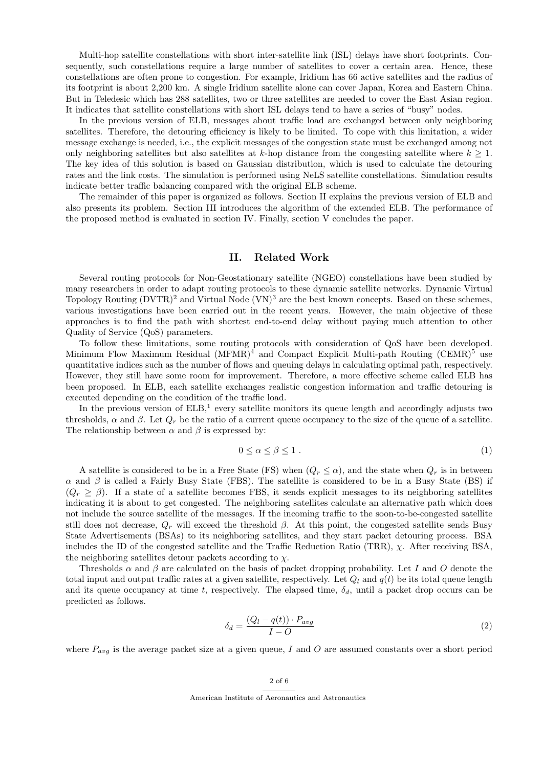Multi-hop satellite constellations with short inter-satellite link (ISL) delays have short footprints. Consequently, such constellations require a large number of satellites to cover a certain area. Hence, these constellations are often prone to congestion. For example, Iridium has 66 active satellites and the radius of its footprint is about 2,200 km. A single Iridium satellite alone can cover Japan, Korea and Eastern China. But in Teledesic which has 288 satellites, two or three satellites are needed to cover the East Asian region. It indicates that satellite constellations with short ISL delays tend to have a series of "busy" nodes.

In the previous version of ELB, messages about traffic load are exchanged between only neighboring satellites. Therefore, the detouring efficiency is likely to be limited. To cope with this limitation, a wider message exchange is needed, i.e., the explicit messages of the congestion state must be exchanged among not only neighboring satellites but also satellites at $k$-hop distance from the congesting satellite where $k \geq 1$. The key idea of this solution is based on Gaussian distribution, which is used to calculate the detouring rates and the link costs. The simulation is performed using NeLS satellite constellations. Simulation results indicate better traffic balancing compared with the original ELB scheme.

The remainder of this paper is organized as follows. Section II explains the previous version of ELB and also presents its problem. Section III introduces the algorithm of the extended ELB. The performance of the proposed method is evaluated in section IV. Finally, section V concludes the paper.

## II. Related Work

Several routing protocols for Non-Geostationary satellite (NGEO) constellations have been studied by many researchers in order to adapt routing protocols to these dynamic satellite networks. Dynamic Virtual Topology Routing (DVTR)[2] and Virtual Node (VN)[3] are the best known concepts. Based on these schemes, various investigations have been carried out in the recent years. However, the main objective of these approaches is to find the path with shortest end-to-end delay without paying much attention to other Quality of Service (QoS) parameters.

To follow these limitations, some routing protocols with consideration of QoS have been developed. Minimum Flow Maximum Residual (MFMR)[4] and Compact Explicit Multi-path Routing (CEMR)[5] use quantitative indices such as the number of flows and queuing delays in calculating optimal path, respectively. However, they still have some room for improvement. Therefore, a more effective scheme called ELB has been proposed. In ELB, each satellite exchanges realistic congestion information and traffic detouring is executed depending on the condition of the traffic load.

In the previous version of ELB,[1] every satellite monitors its queue length and accordingly adjusts two thresholds, $\alpha$ and $\beta$. Let $Q_r$ be the ratio of a current queue occupancy to the size of the queue of a satellite. The relationship between $\alpha$ and $\beta$ is expressed by:

$$0 \leq \alpha \leq \beta \leq 1 \; . \tag{1}$$

A satellite is considered to be in a Free State (FS) when ($Q_r \leq \alpha$), and the state when $Q_r$ is in between $\alpha$ and $\beta$ is called a Fairly Busy State (FBS). The satellite is considered to be in a Busy State (BS) if ($Q_r \geq \beta$). If a state of a satellite becomes FBS, it sends explicit messages to its neighboring satellites indicating it is about to get congested. The neighboring satellites calculate an alternative path which does not include the source satellite of the messages. If the incoming traffic to the soon-to-be-congested satellite still does not decrease, $Q_r$ will exceed the threshold $\beta$. At this point, the congested satellite sends Busy State Advertisements (BSAs) to its neighboring satellites, and they start packet detouring process. BSA includes the ID of the congested satellite and the Traffic Reduction Ratio (TRR), $\chi$. After receiving BSA, the neighboring satellites detour packets according to $\chi$.

Thresholds $\alpha$ and $\beta$ are calculated on the basis of packet dropping probability. Let $I$ and $O$ denote the total input and output traffic rates at a given satellite, respectively. Let $Q_l$ and $q(t)$ be its total queue length and its queue occupancy at time $t$, respectively. The elapsed time, $\delta_d$, until a packet drop occurs can be predicted as follows.

$$\delta_d = \frac{(Q_l - q(t)) \cdot P_{avg}}{I - O} \tag{2}$$

where $P_{avg}$ is the average packet size at a given queue, $I$ and $O$ are assumed constants over a short period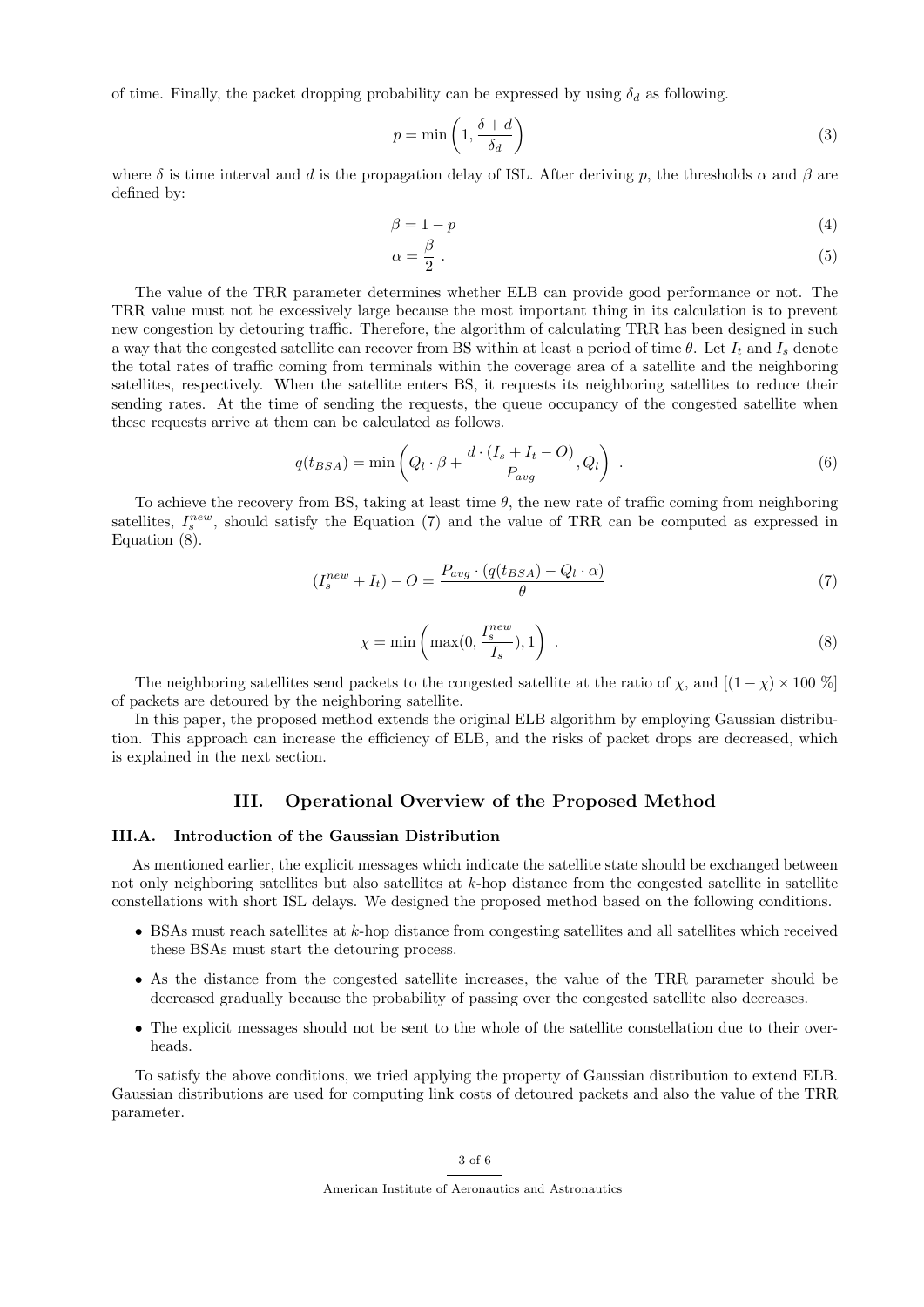of time. Finally, the packet dropping probability can be expressed by using $\delta_d$ as following.

$$p = \min\left(1, \frac{\delta + d}{\delta_d}\right) \tag{3}$$

where $\delta$ is time interval and $d$ is the propagation delay of ISL. After deriving $p$, the thresholds $\alpha$ and $\beta$ are defined by:

$$\beta = 1 - p \tag{4}$$

$$\alpha = \frac{\beta}{2} \ . \tag{5}$$

The value of the TRR parameter determines whether ELB can provide good performance or not. The TRR value must not be excessively large because the most important thing in its calculation is to prevent new congestion by detouring traffic. Therefore, the algorithm of calculating TRR has been designed in such a way that the congested satellite can recover from BS within at least a period of time $\theta$. Let $I_t$ and $I_s$ denote the total rates of traffic coming from terminals within the coverage area of a satellite and the neighboring satellites, respectively. When the satellite enters BS, it requests its neighboring satellites to reduce their sending rates. At the time of sending the requests, the queue occupancy of the congested satellite when these requests arrive at them can be calculated as follows.

$$q(t_{BSA}) = \min\left(Q_l \cdot \beta + \frac{d \cdot (I_s + I_t - O)}{P_{avg}}, Q_l\right) \ . \tag{6}$$

To achieve the recovery from BS, taking at least time $\theta$, the new rate of traffic coming from neighboring satellites, $I_s^{new}$, should satisfy the Equation (7) and the value of TRR can be computed as expressed in Equation (8).

$$(I_s^{new} + I_t) - O = \frac{P_{avg} \cdot (q(t_{BSA}) - Q_l \cdot \alpha)}{\theta} \tag{7}$$

$$\chi = \min\left(\max(0, \frac{I_s^{new}}{I_s}), 1\right) \ . \tag{8}$$

The neighboring satellites send packets to the congested satellite at the ratio of $\chi$, and $[(1 - \chi) \times 100\ \%]$ of packets are detoured by the neighboring satellite.

In this paper, the proposed method extends the original ELB algorithm by employing Gaussian distribution. This approach can increase the efficiency of ELB, and the risks of packet drops are decreased, which is explained in the next section.

## III. Operational Overview of the Proposed Method

### III.A. Introduction of the Gaussian Distribution

As mentioned earlier, the explicit messages which indicate the satellite state should be exchanged between not only neighboring satellites but also satellites at $k$-hop distance from the congested satellite in satellite constellations with short ISL delays. We designed the proposed method based on the following conditions.

- BSAs must reach satellites at $k$-hop distance from congesting satellites and all satellites which received these BSAs must start the detouring process.
- As the distance from the congested satellite increases, the value of the TRR parameter should be decreased gradually because the probability of passing over the congested satellite also decreases.
- The explicit messages should not be sent to the whole of the satellite constellation due to their overheads.

To satisfy the above conditions, we tried applying the property of Gaussian distribution to extend ELB. Gaussian distributions are used for computing link costs of detoured packets and also the value of the TRR parameter.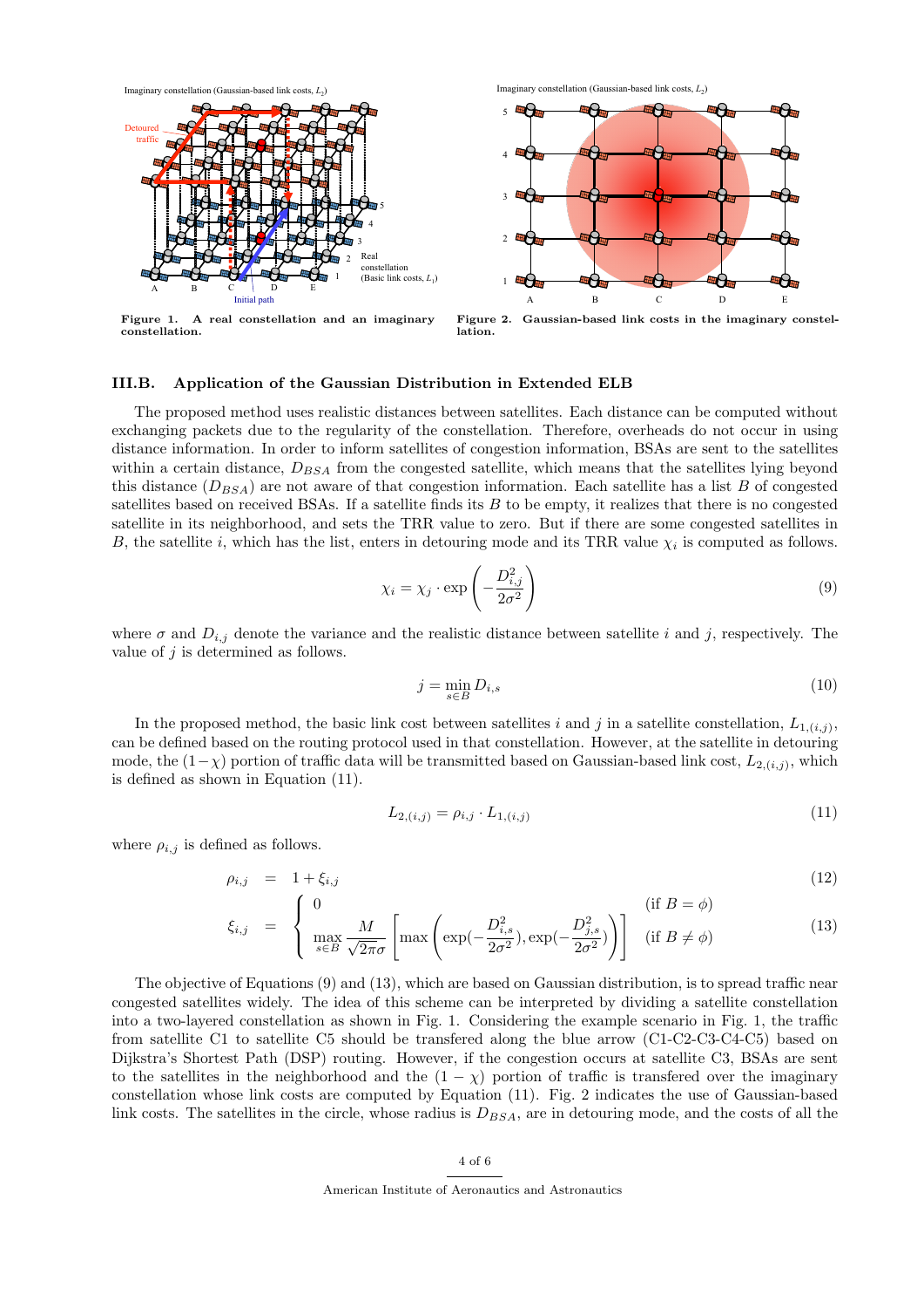Imaginary constellation (Gaussian-based link costs, $L_2$)

Detoured traffic

Real constellation (Basic link costs, $L_1$)

Initial path

A B C D E

1 2 3 4 5

**Figure 1. A real constellation and an imaginary constellation.**

Imaginary constellation (Gaussian-based link costs, $L_2$)

5 4 3 2 1

A B C D E

**Figure 2. Gaussian-based link costs in the imaginary constellation.**

### III.B. Application of the Gaussian Distribution in Extended ELB

The proposed method uses realistic distances between satellites. Each distance can be computed without exchanging packets due to the regularity of the constellation. Therefore, overheads do not occur in using distance information. In order to inform satellites of congestion information, BSAs are sent to the satellites within a certain distance, $D_{BSA}$ from the congested satellite, which means that the satellites lying beyond this distance ($D_{BSA}$) are not aware of that congestion information. Each satellite has a list $B$ of congested satellites based on received BSAs. If a satellite finds its $B$ to be empty, it realizes that there is no congested satellite in its neighborhood, and sets the TRR value to zero. But if there are some congested satellites in $B$, the satellite $i$, which has the list, enters in detouring mode and its TRR value $\chi_i$ is computed as follows.

$$\chi_i = \chi_j \cdot \exp\left(-\frac{D_{i,j}^2}{2\sigma^2}\right) \tag{9}$$

where $\sigma$ and $D_{i,j}$ denote the variance and the realistic distance between satellite $i$ and $j$, respectively. The value of $j$ is determined as follows.

$$j = \min_{s \in B} D_{i,s} \tag{10}$$

In the proposed method, the basic link cost between satellites $i$ and $j$ in a satellite constellation, $L_{1,(i,j)}$, can be defined based on the routing protocol used in that constellation. However, at the satellite in detouring mode, the $(1-\chi)$ portion of traffic data will be transmitted based on Gaussian-based link cost, $L_{2,(i,j)}$, which is defined as shown in Equation (11).

$$L_{2,(i,j)} = \rho_{i,j} \cdot L_{1,(i,j)} \tag{11}$$

where $\rho_{i,j}$ is defined as follows.

$$\rho_{i,j} = 1 + \xi_{i,j} \tag{12}$$

$$\xi_{i,j} = \begin{cases} 0 & (\text{if } B = \phi) \\ \max\limits_{s \in B} \dfrac{M}{\sqrt{2\pi}\sigma}\left[\max\left(\exp(-\dfrac{D_{i,s}^2}{2\sigma^2}), \exp(-\dfrac{D_{j,s}^2}{2\sigma^2})\right)\right] & (\text{if } B \neq \phi) \end{cases} \tag{13}$$

The objective of Equations (9) and (13), which are based on Gaussian distribution, is to spread traffic near congested satellites widely. The idea of this scheme can be interpreted by dividing a satellite constellation into a two-layered constellation as shown in Fig. 1. Considering the example scenario in Fig. 1, the traffic from satellite C1 to satellite C5 should be transfered along the blue arrow (C1-C2-C3-C4-C5) based on Dijkstra's Shortest Path (DSP) routing. However, if the congestion occurs at satellite C3, BSAs are sent to the satellites in the neighborhood and the $(1-\chi)$ portion of traffic is transfered over the imaginary constellation whose link costs are computed by Equation (11). Fig. 2 indicates the use of Gaussian-based link costs. The satellites in the circle, whose radius is $D_{BSA}$, are in detouring mode, and the costs of all the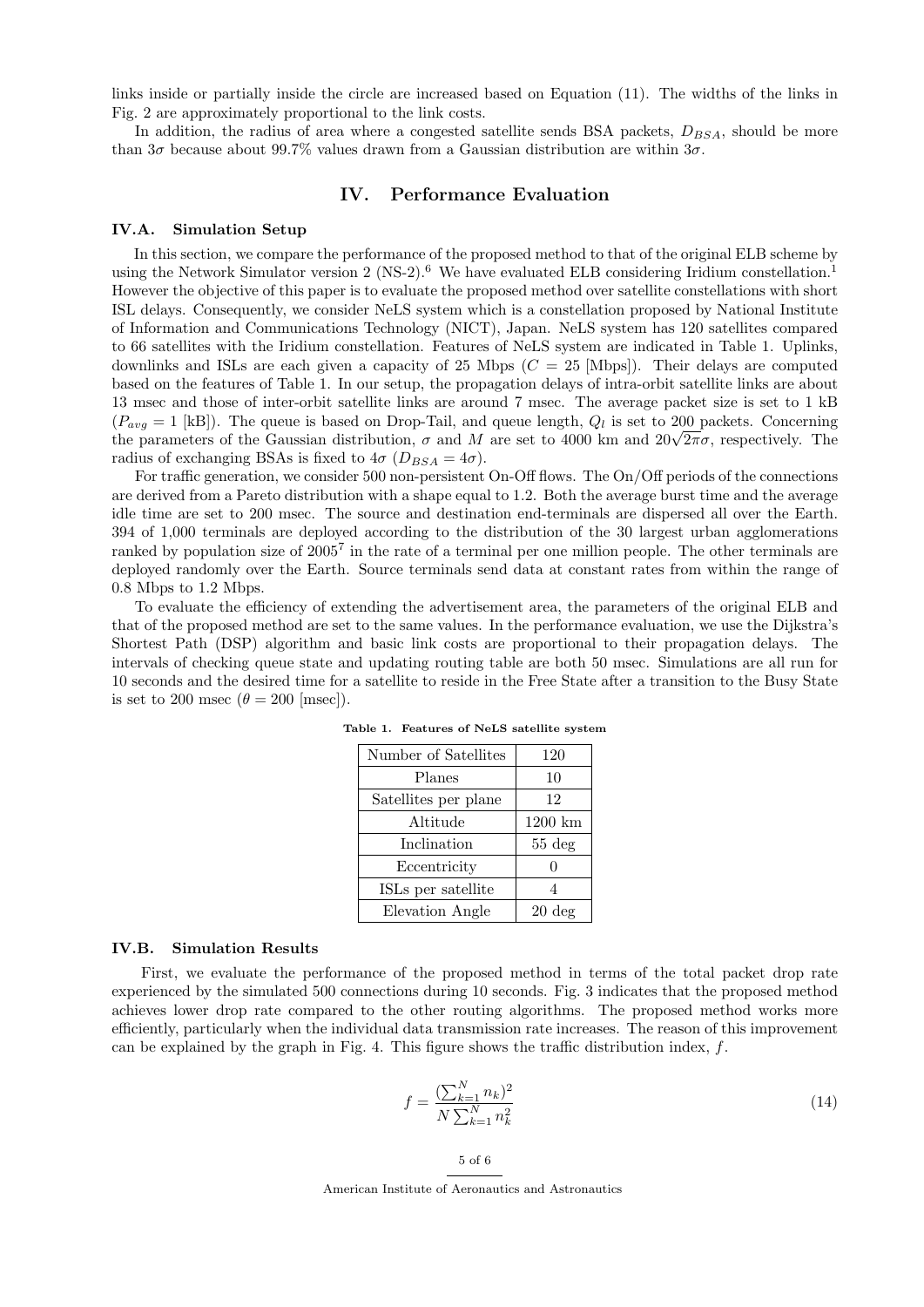links inside or partially inside the circle are increased based on Equation (11). The widths of the links in Fig. 2 are approximately proportional to the link costs.

In addition, the radius of area where a congested satellite sends BSA packets, $D_{BSA}$, should be more than $3\sigma$ because about 99.7% values drawn from a Gaussian distribution are within $3\sigma$.

## IV. Performance Evaluation

### IV.A. Simulation Setup

In this section, we compare the performance of the proposed method to that of the original ELB scheme by using the Network Simulator version 2 (NS-2).[6] We have evaluated ELB considering Iridium constellation.[1] However the objective of this paper is to evaluate the proposed method over satellite constellations with short ISL delays. Consequently, we consider NeLS system which is a constellation proposed by National Institute of Information and Communications Technology (NICT), Japan. NeLS system has 120 satellites compared to 66 satellites with the Iridium constellation. Features of NeLS system are indicated in Table 1. Uplinks, downlinks and ISLs are each given a capacity of 25 Mbps ($C$ = 25 [Mbps]). Their delays are computed based on the features of Table 1. In our setup, the propagation delays of intra-orbit satellite links are about 13 msec and those of inter-orbit satellite links are around 7 msec. The average packet size is set to 1 kB ($P_{avg}$ = 1 [kB]). The queue is based on Drop-Tail, and queue length, $Q_l$ is set to 200 packets. Concerning the parameters of the Gaussian distribution, $\sigma$ and $M$ are set to 4000 km and $20\sqrt{2\pi}\sigma$, respectively. The radius of exchanging BSAs is fixed to $4\sigma$ ($D_{BSA} = 4\sigma$).

For traffic generation, we consider 500 non-persistent On-Off flows. The On/Off periods of the connections are derived from a Pareto distribution with a shape equal to 1.2. Both the average burst time and the average idle time are set to 200 msec. The source and destination end-terminals are dispersed all over the Earth. 394 of 1,000 terminals are deployed according to the distribution of the 30 largest urban agglomerations ranked by population size of 2005[7] in the rate of a terminal per one million people. The other terminals are deployed randomly over the Earth. Source terminals send data at constant rates from within the range of 0.8 Mbps to 1.2 Mbps.

To evaluate the efficiency of extending the advertisement area, the parameters of the original ELB and that of the proposed method are set to the same values. In the performance evaluation, we use the Dijkstra's Shortest Path (DSP) algorithm and basic link costs are proportional to their propagation delays. The intervals of checking queue state and updating routing table are both 50 msec. Simulations are all run for 10 seconds and the desired time for a satellite to reside in the Free State after a transition to the Busy State is set to 200 msec ($\theta$ = 200 [msec]).

**Table 1. Features of NeLS satellite system**

| | |
|---|---|
| Number of Satellites | 120 |
| Planes | 10 |
| Satellites per plane | 12 |
| Altitude | 1200 km |
| Inclination | 55 deg |
| Eccentricity | 0 |
| ISLs per satellite | 4 |
| Elevation Angle | 20 deg |

### IV.B. Simulation Results

First, we evaluate the performance of the proposed method in terms of the total packet drop rate experienced by the simulated 500 connections during 10 seconds. Fig. 3 indicates that the proposed method achieves lower drop rate compared to the other routing algorithms. The proposed method works more efficiently, particularly when the individual data transmission rate increases. The reason of this improvement can be explained by the graph in Fig. 4. This figure shows the traffic distribution index, $f$.

$$f = \frac{(\sum_{k=1}^{N} n_k)^2}{N \sum_{k=1}^{N} n_k^2} \tag{14}$$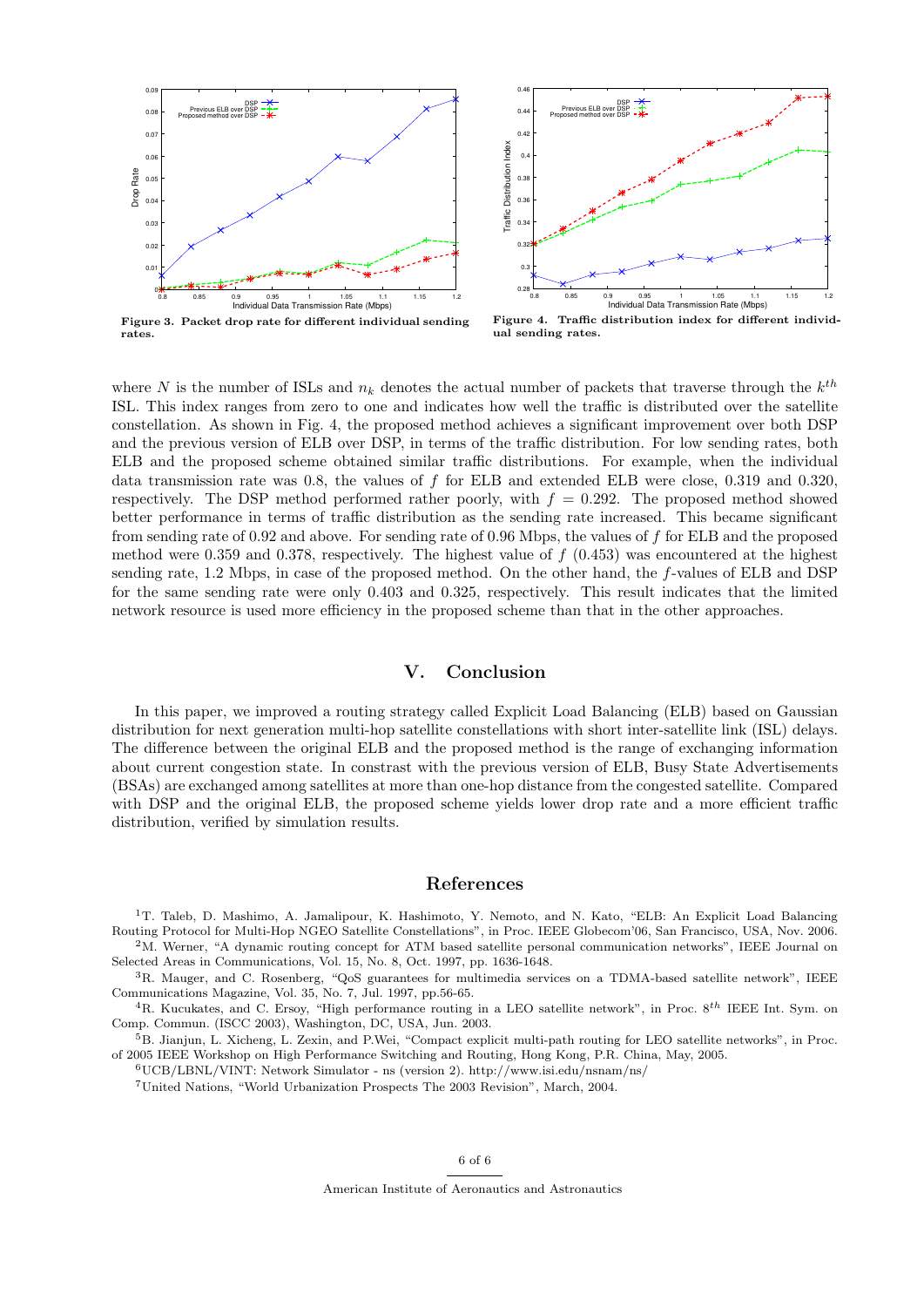Drop Rate

0.09
0.08
0.07
0.06
0.05
0.04
0.03
0.02
0.01
0

DSP
Previous ELB over DSP
Proposed method over DSP

0.8 0.85 0.9 0.95 1 1.05 1.1 1.15 1.2

Individual Data Transmission Rate (Mbps)

**Figure 3. Packet drop rate for different individual sending rates.**

Traffic Distribution Index

0.46
0.44
0.42
0.4
0.38
0.36
0.34
0.32
0.3
0.28

DSP
Previous ELB over DSP
Proposed method over DSP

0.8 0.85 0.9 0.95 1 1.05 1.1 1.15 1.2

Individual Data Transmission Rate (Mbps)

**Figure 4. Traffic distribution index for different individual sending rates.**

where $N$ is the number of ISLs and $n_k$ denotes the actual number of packets that traverse through the $k^{th}$ ISL. This index ranges from zero to one and indicates how well the traffic is distributed over the satellite constellation. As shown in Fig. 4, the proposed method achieves a significant improvement over both DSP and the previous version of ELB over DSP, in terms of the traffic distribution. For low sending rates, both ELB and the proposed scheme obtained similar traffic distributions. For example, when the individual data transmission rate was 0.8, the values of $f$ for ELB and extended ELB were close, 0.319 and 0.320, respectively. The DSP method performed rather poorly, with $f = 0.292$. The proposed method showed better performance in terms of traffic distribution as the sending rate increased. This became significant from sending rate of 0.92 and above. For sending rate of 0.96 Mbps, the values of $f$ for ELB and the proposed method were 0.359 and 0.378, respectively. The highest value of $f$ (0.453) was encountered at the highest sending rate, 1.2 Mbps, in case of the proposed method. On the other hand, the $f$-values of ELB and DSP for the same sending rate were only 0.403 and 0.325, respectively. This result indicates that the limited network resource is used more efficiency in the proposed scheme than that in the other approaches.

## V. Conclusion

In this paper, we improved a routing strategy called Explicit Load Balancing (ELB) based on Gaussian distribution for next generation multi-hop satellite constellations with short inter-satellite link (ISL) delays. The difference between the original ELB and the proposed method is the range of exchanging information about current congestion state. In constrast with the previous version of ELB, Busy State Advertisements (BSAs) are exchanged among satellites at more than one-hop distance from the congested satellite. Compared with DSP and the original ELB, the proposed scheme yields lower drop rate and a more efficient traffic distribution, verified by simulation results.

## References

[1]T. Taleb, D. Mashimo, A. Jamalipour, K. Hashimoto, Y. Nemoto, and N. Kato, "ELB: An Explicit Load Balancing Routing Protocol for Multi-Hop NGEO Satellite Constellations", in Proc. IEEE Globecom'06, San Francisco, USA, Nov. 2006.

[2]M. Werner, "A dynamic routing concept for ATM based satellite personal communication networks", IEEE Journal on Selected Areas in Communications, Vol. 15, No. 8, Oct. 1997, pp. 1636-1648.

[3]R. Mauger, and C. Rosenberg, "QoS guarantees for multimedia services on a TDMA-based satellite network", IEEE Communications Magazine, Vol. 35, No. 7, Jul. 1997, pp.56-65.

[4]R. Kucukates, and C. Ersoy, "High performance routing in a LEO satellite network", in Proc. $8^{th}$ IEEE Int. Sym. on Comp. Commun. (ISCC 2003), Washington, DC, USA, Jun. 2003.

[5]B. Jianjun, L. Xicheng, L. Zexin, and P.Wei, "Compact explicit multi-path routing for LEO satellite networks", in Proc. of 2005 IEEE Workshop on High Performance Switching and Routing, Hong Kong, P.R. China, May, 2005.

[6]UCB/LBNL/VINT: Network Simulator - ns (version 2). http://www.isi.edu/nsnam/ns/

[7]United Nations, "World Urbanization Prospects The 2003 Revision", March, 2004.